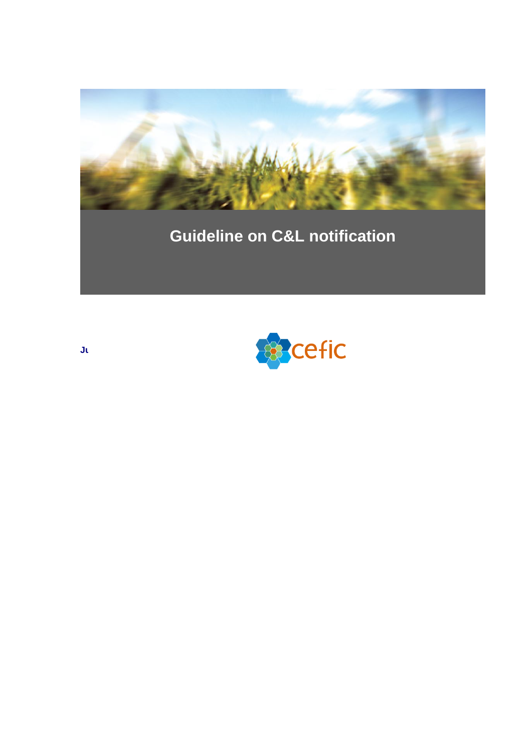# Guideline on C&L notification

Ju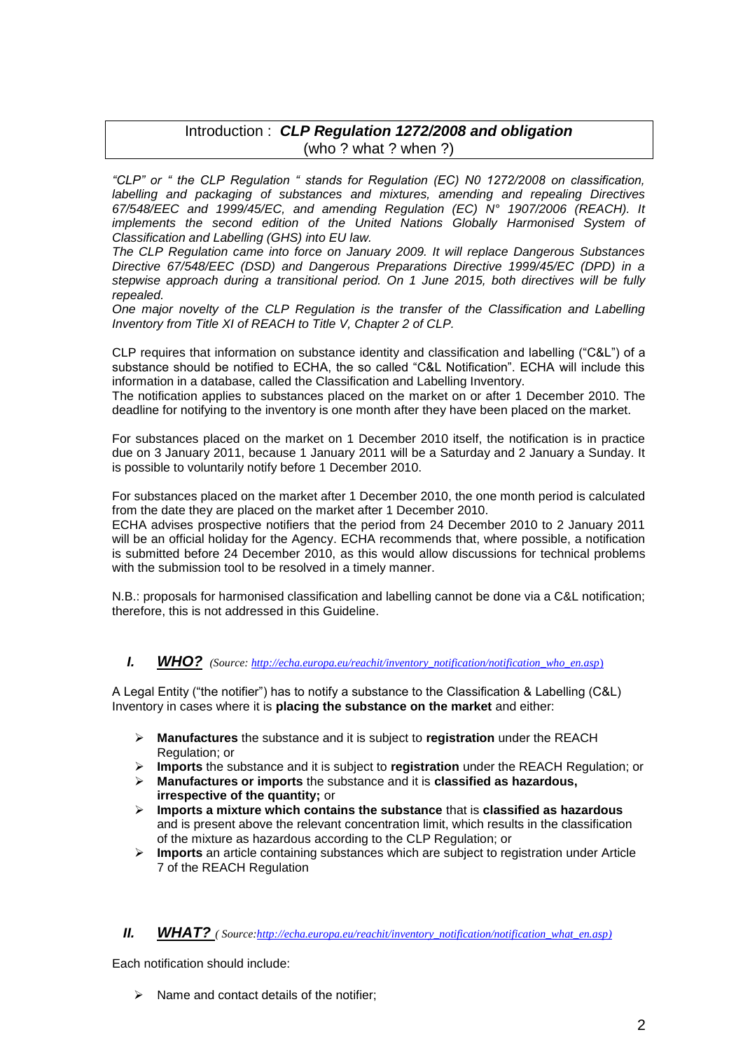## Introduction : ***CLP Regulation 1272/2008 and obligation*** (who ? what ? when ?)

*"CLP" or " the CLP Regulation " stands for Regulation (EC) N0 1272/2008 on classification, labelling and packaging of substances and mixtures, amending and repealing Directives 67/548/EEC and 1999/45/EC, and amending Regulation (EC) N° 1907/2006 (REACH). It implements the second edition of the United Nations Globally Harmonised System of Classification and Labelling (GHS) into EU law.*

*The CLP Regulation came into force on January 2009. It will replace Dangerous Substances Directive 67/548/EEC (DSD) and Dangerous Preparations Directive 1999/45/EC (DPD) in a stepwise approach during a transitional period. On 1 June 2015, both directives will be fully repealed.*

*One major novelty of the CLP Regulation is the transfer of the Classification and Labelling Inventory from Title XI of REACH to Title V, Chapter 2 of CLP.*

CLP requires that information on substance identity and classification and labelling ("C&L") of a substance should be notified to ECHA, the so called "C&L Notification". ECHA will include this information in a database, called the Classification and Labelling Inventory.

The notification applies to substances placed on the market on or after 1 December 2010. The deadline for notifying to the inventory is one month after they have been placed on the market.

For substances placed on the market on 1 December 2010 itself, the notification is in practice due on 3 January 2011, because 1 January 2011 will be a Saturday and 2 January a Sunday. It is possible to voluntarily notify before 1 December 2010.

For substances placed on the market after 1 December 2010, the one month period is calculated from the date they are placed on the market after 1 December 2010.

ECHA advises prospective notifiers that the period from 24 December 2010 to 2 January 2011 will be an official holiday for the Agency. ECHA recommends that, where possible, a notification is submitted before 24 December 2010, as this would allow discussions for technical problems with the submission tool to be resolved in a timely manner.

N.B.: proposals for harmonised classification and labelling cannot be done via a C&L notification; therefore, this is not addressed in this Guideline.

### *I.* ***WHO?*** *(Source: http://echa.europa.eu/reachit/inventory_notification/notification_who_en.asp)*

A Legal Entity ("the notifier") has to notify a substance to the Classification & Labelling (C&L) Inventory in cases where it is **placing the substance on the market** and either:

- **Manufactures** the substance and it is subject to **registration** under the REACH Regulation; or
- **Imports** the substance and it is subject to **registration** under the REACH Regulation; or
- **Manufactures or imports** the substance and it is **classified as hazardous, irrespective of the quantity;** or
- **Imports a mixture which contains the substance** that is **classified as hazardous** and is present above the relevant concentration limit, which results in the classification of the mixture as hazardous according to the CLP Regulation; or
- **Imports** an article containing substances which are subject to registration under Article 7 of the REACH Regulation

### *II.* ***WHAT?*** *( Source:http://echa.europa.eu/reachit/inventory_notification/notification_what_en.asp)*

Each notification should include:

- Name and contact details of the notifier;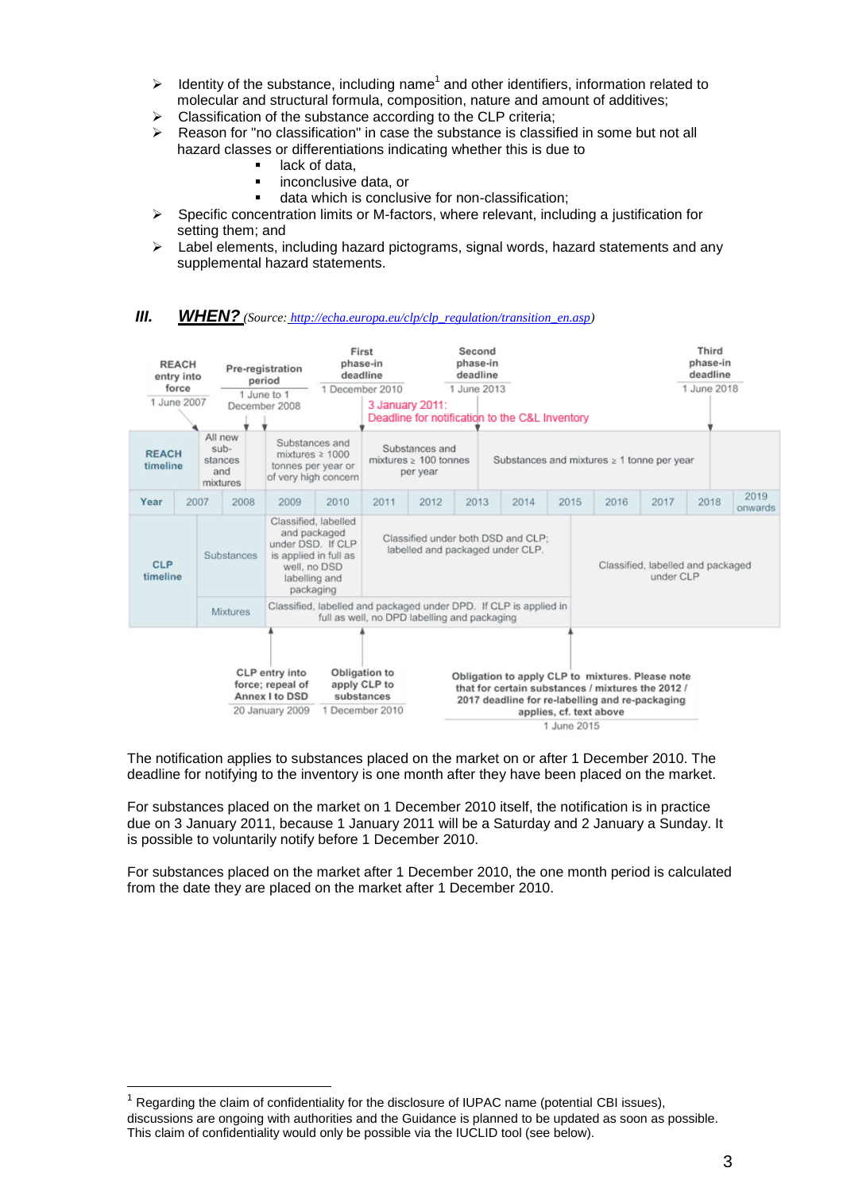- ➢ Identity of the substance, including name[1] and other identifiers, information related to molecular and structural formula, composition, nature and amount of additives;
- ➢ Classification of the substance according to the CLP criteria;
- ➢ Reason for "no classification" in case the substance is classified in some but not all hazard classes or differentiations indicating whether this is due to
  - lack of data,
  - inconclusive data, or
  - data which is conclusive for non-classification;
- ➢ Specific concentration limits or M-factors, where relevant, including a justification for setting them; and
- ➢ Label elements, including hazard pictograms, signal words, hazard statements and any supplemental hazard statements.

## III. *WHEN?* *(Source: http://echa.europa.eu/clp/clp_regulation/transition_en.asp)*

- **REACH entry into force** – 1 June 2007
- **Pre-registration period** – 1 June to 1 December 2008
- **First phase-in deadline** – 1 December 2010
- **Second phase-in deadline** – 1 June 2013
- **Third phase-in deadline** – 1 June 2018
- 3 January 2011: Deadline for notification to the C&L Inventory

| | 2007 | 2008 | 2009 | 2010 | 2011 | 2012 | 2013 | 2014 | 2015 | 2016 | 2017 | 2018 | 2019 onwards |
|---|---|---|---|---|---|---|---|---|---|---|---|---|---|
| **REACH timeline** | All new sub-stances and mixtures | | Substances and mixtures ≥ 1000 tonnes per year or of very high concern | | Substances and mixtures ≥ 100 tonnes per year | | Substances and mixtures ≥ 1 tonne per year | | | | | | |
| **CLP timeline** – Substances | | | Classified, labelled and packaged under DSD. If CLP is applied in full as well, no DSD labelling and packaging | | Classified under both DSD and CLP; labelled and packaged under CLP. | | | | Classified, labelled and packaged under CLP | | | | |
| **CLP timeline** – Mixtures | | | Classified, labelled and packaged under DPD. If CLP is applied in full as well, no DPD labelling and packaging | | | | | | Classified, labelled and packaged under CLP | | | | |

- **CLP entry into force; repeal of Annex I to DSD** – 20 January 2009
- **Obligation to apply CLP to substances** – 1 December 2010
- **Obligation to apply CLP to mixtures. Please note that for certain substances / mixtures the 2012 / 2017 deadline for re-labelling and re-packaging applies, cf. text above** – 1 June 2015

The notification applies to substances placed on the market on or after 1 December 2010. The deadline for notifying to the inventory is one month after they have been placed on the market.

For substances placed on the market on 1 December 2010 itself, the notification is in practice due on 3 January 2011, because 1 January 2011 will be a Saturday and 2 January a Sunday. It is possible to voluntarily notify before 1 December 2010.

For substances placed on the market after 1 December 2010, the one month period is calculated from the date they are placed on the market after 1 December 2010.

---

[1] Regarding the claim of confidentiality for the disclosure of IUPAC name (potential CBI issues), discussions are ongoing with authorities and the Guidance is planned to be updated as soon as possible. This claim of confidentiality would only be possible via the IUCLID tool (see below).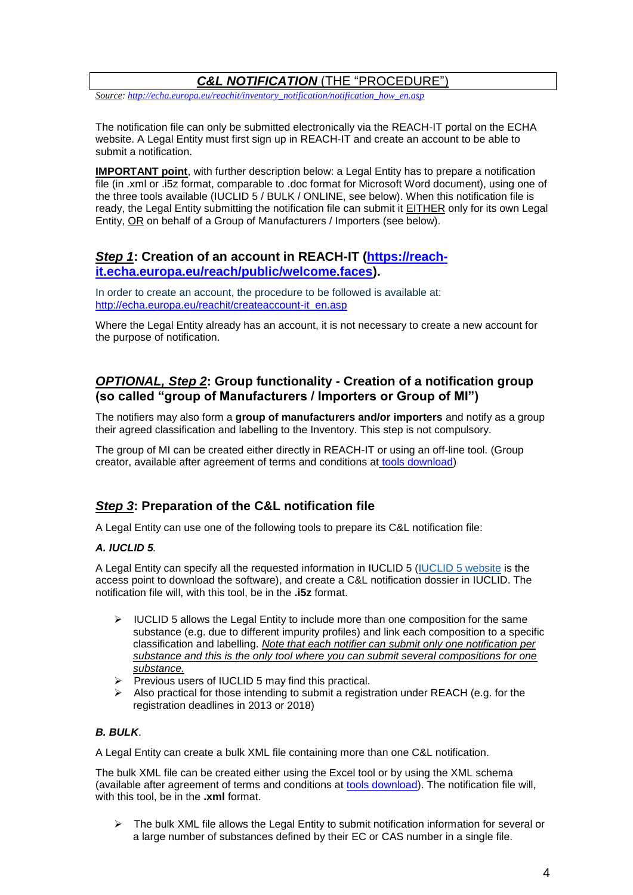## ***C&L NOTIFICATION*** (THE "PROCEDURE")

*Source: http://echa.europa.eu/reachit/inventory_notification/notification_how_en.asp*

The notification file can only be submitted electronically via the REACH-IT portal on the ECHA website. A Legal Entity must first sign up in REACH-IT and create an account to be able to submit a notification.

**IMPORTANT point**, with further description below: a Legal Entity has to prepare a notification file (in .xml or .i5z format, comparable to .doc format for Microsoft Word document), using one of the three tools available (IUCLID 5 / BULK / ONLINE, see below). When this notification file is ready, the Legal Entity submitting the notification file can submit it EITHER only for its own Legal Entity, OR on behalf of a Group of Manufacturers / Importers (see below).

### ***Step 1***: Creation of an account in REACH-IT (https://reach-it.echa.europa.eu/reach/public/welcome.faces).

In order to create an account, the procedure to be followed is available at: http://echa.europa.eu/reachit/createaccount-it_en.asp

Where the Legal Entity already has an account, it is not necessary to create a new account for the purpose of notification.

### ***OPTIONAL, Step 2***: Group functionality - Creation of a notification group (so called "group of Manufacturers / Importers or Group of MI")

The notifiers may also form a **group of manufacturers and/or importers** and notify as a group their agreed classification and labelling to the Inventory. This step is not compulsory.

The group of MI can be created either directly in REACH-IT or using an off-line tool. (Group creator, available after agreement of terms and conditions at tools download)

### ***Step 3***: Preparation of the C&L notification file

A Legal Entity can use one of the following tools to prepare its C&L notification file:

***A. IUCLID 5***.

A Legal Entity can specify all the requested information in IUCLID 5 (IUCLID 5 website is the access point to download the software), and create a C&L notification dossier in IUCLID. The notification file will, with this tool, be in the **.i5z** format.

- IUCLID 5 allows the Legal Entity to include more than one composition for the same substance (e.g. due to different impurity profiles) and link each composition to a specific classification and labelling. *Note that each notifier can submit only one notification per substance and this is the only tool where you can submit several compositions for one substance.*
- Previous users of IUCLID 5 may find this practical.
- Also practical for those intending to submit a registration under REACH (e.g. for the registration deadlines in 2013 or 2018)

***B. BULK***.

A Legal Entity can create a bulk XML file containing more than one C&L notification.

The bulk XML file can be created either using the Excel tool or by using the XML schema (available after agreement of terms and conditions at tools download). The notification file will, with this tool, be in the **.xml** format.

- The bulk XML file allows the Legal Entity to submit notification information for several or a large number of substances defined by their EC or CAS number in a single file.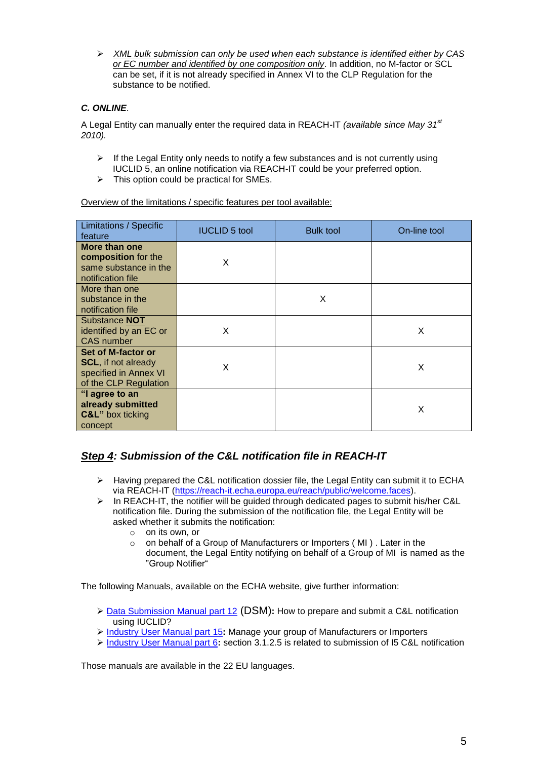- *XML bulk submission can only be used when each substance is identified either by CAS or EC number and identified by one composition only*. In addition, no M-factor or SCL can be set, if it is not already specified in Annex VI to the CLP Regulation for the substance to be notified.

***C. ONLINE***.

A Legal Entity can manually enter the required data in REACH-IT *(available since May 31st 2010).*

- If the Legal Entity only needs to notify a few substances and is not currently using IUCLID 5, an online notification via REACH-IT could be your preferred option.
- This option could be practical for SMEs.

Overview of the limitations / specific features per tool available:

| Limitations / Specific feature | IUCLID 5 tool | Bulk tool | On-line tool |
|---|---|---|---|
| **More than one composition** for the same substance in the notification file | X | | |
| More than one substance in the notification file | | X | |
| Substance **NOT** identified by an EC or CAS number | X | | X |
| **Set of M-factor or SCL**, if not already specified in Annex VI of the CLP Regulation | X | | X |
| **"I agree to an already submitted C&L"** box ticking concept | | | X |

## *Step 4: Submission of the C&L notification file in REACH-IT*

- Having prepared the C&L notification dossier file, the Legal Entity can submit it to ECHA via REACH-IT (https://reach-it.echa.europa.eu/reach/public/welcome.faces).
- In REACH-IT, the notifier will be guided through dedicated pages to submit his/her C&L notification file. During the submission of the notification file, the Legal Entity will be asked whether it submits the notification:
  - on its own, or
  - on behalf of a Group of Manufacturers or Importers ( MI ) . Later in the document, the Legal Entity notifying on behalf of a Group of MI is named as the "Group Notifier"

The following Manuals, available on the ECHA website, give further information:

- Data Submission Manual part 12 (DSM)**:** How to prepare and submit a C&L notification using IUCLID?
- Industry User Manual part 15**:** Manage your group of Manufacturers or Importers
- Industry User Manual part 6**:** section 3.1.2.5 is related to submission of I5 C&L notification

Those manuals are available in the 22 EU languages.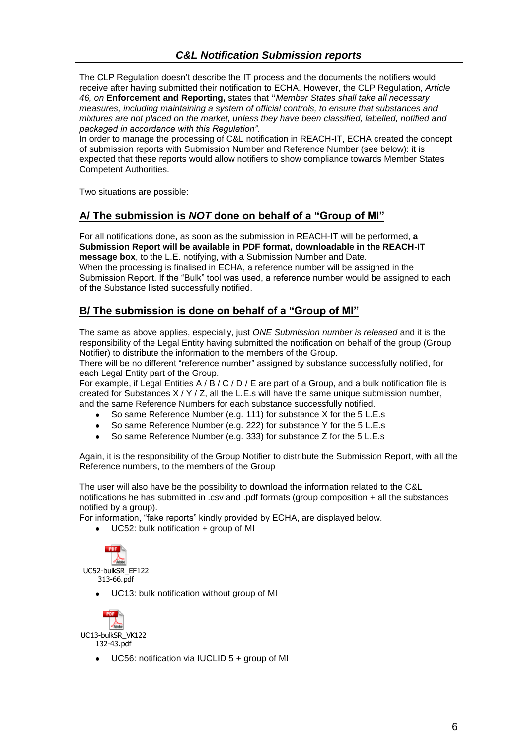## *C&L Notification Submission reports*

The CLP Regulation doesn't describe the IT process and the documents the notifiers would receive after having submitted their notification to ECHA. However, the CLP Regulation, *Article 46, on* **Enforcement and Reporting,** states that **"***Member States shall take all necessary measures, including maintaining a system of official controls, to ensure that substances and mixtures are not placed on the market, unless they have been classified, labelled, notified and packaged in accordance with this Regulation"*.

In order to manage the processing of C&L notification in REACH-IT, ECHA created the concept of submission reports with Submission Number and Reference Number (see below): it is expected that these reports would allow notifiers to show compliance towards Member States Competent Authorities.

Two situations are possible:

### A/ The submission is *NOT* done on behalf of a "Group of MI"

For all notifications done, as soon as the submission in REACH-IT will be performed, **a Submission Report will be available in PDF format, downloadable in the REACH-IT message box**, to the L.E. notifying, with a Submission Number and Date.

When the processing is finalised in ECHA, a reference number will be assigned in the Submission Report. If the "Bulk" tool was used, a reference number would be assigned to each of the Substance listed successfully notified.

### B/ The submission is done on behalf of a "Group of MI"

The same as above applies, especially, just *ONE Submission number is released* and it is the responsibility of the Legal Entity having submitted the notification on behalf of the group (Group Notifier) to distribute the information to the members of the Group.

There will be no different "reference number" assigned by substance successfully notified, for each Legal Entity part of the Group.

For example, if Legal Entities A / B / C / D / E are part of a Group, and a bulk notification file is created for Substances X / Y / Z, all the L.E.s will have the same unique submission number, and the same Reference Numbers for each substance successfully notified.

- So same Reference Number (e.g. 111) for substance X for the 5 L.E.s
- So same Reference Number (e.g. 222) for substance Y for the 5 L.E.s
- So same Reference Number (e.g. 333) for substance Z for the 5 L.E.s

Again, it is the responsibility of the Group Notifier to distribute the Submission Report, with all the Reference numbers, to the members of the Group

The user will also have the possibility to download the information related to the C&L notifications he has submitted in .csv and .pdf formats (group composition + all the substances notified by a group).

For information, "fake reports" kindly provided by ECHA, are displayed below.

- UC52: bulk notification + group of MI

UC52-bulkSR_EF122313-66.pdf

- UC13: bulk notification without group of MI

UC13-bulkSR_VK122132-43.pdf

- UC56: notification via IUCLID 5 + group of MI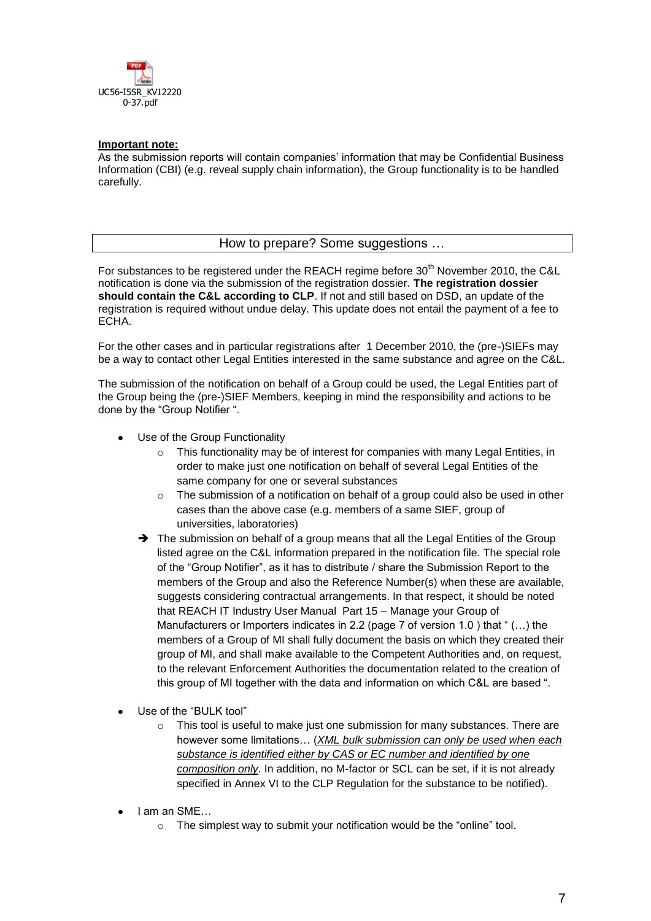UC56-I5SR_KV12220 0-37.pdf

**Important note:**
As the submission reports will contain companies' information that may be Confidential Business Information (CBI) (e.g. reveal supply chain information), the Group functionality is to be handled carefully.

## How to prepare? Some suggestions …

For substances to be registered under the REACH regime before 30th November 2010, the C&L notification is done via the submission of the registration dossier. **The registration dossier should contain the C&L according to CLP**. If not and still based on DSD, an update of the registration is required without undue delay. This update does not entail the payment of a fee to ECHA.

For the other cases and in particular registrations after 1 December 2010, the (pre-)SIEFs may be a way to contact other Legal Entities interested in the same substance and agree on the C&L.

The submission of the notification on behalf of a Group could be used, the Legal Entities part of the Group being the (pre-)SIEF Members, keeping in mind the responsibility and actions to be done by the "Group Notifier ".

- Use of the Group Functionality
  - This functionality may be of interest for companies with many Legal Entities, in order to make just one notification on behalf of several Legal Entities of the same company for one or several substances
  - The submission of a notification on behalf of a group could also be used in other cases than the above case (e.g. members of a same SIEF, group of universities, laboratories)

  ➔ The submission on behalf of a group means that all the Legal Entities of the Group listed agree on the C&L information prepared in the notification file. The special role of the "Group Notifier", as it has to distribute / share the Submission Report to the members of the Group and also the Reference Number(s) when these are available, suggests considering contractual arrangements. In that respect, it should be noted that REACH IT Industry User Manual Part 15 – Manage your Group of Manufacturers or Importers indicates in 2.2 (page 7 of version 1.0 ) that " (…) the members of a Group of MI shall fully document the basis on which they created their group of MI, and shall make available to the Competent Authorities and, on request, to the relevant Enforcement Authorities the documentation related to the creation of this group of MI together with the data and information on which C&L are based ".

- Use of the "BULK tool"
  - This tool is useful to make just one submission for many substances. There are however some limitations… (*XML bulk submission can only be used when each substance is identified either by CAS or EC number and identified by one composition only*. In addition, no M-factor or SCL can be set, if it is not already specified in Annex VI to the CLP Regulation for the substance to be notified).

- I am an SME…
  - The simplest way to submit your notification would be the "online" tool.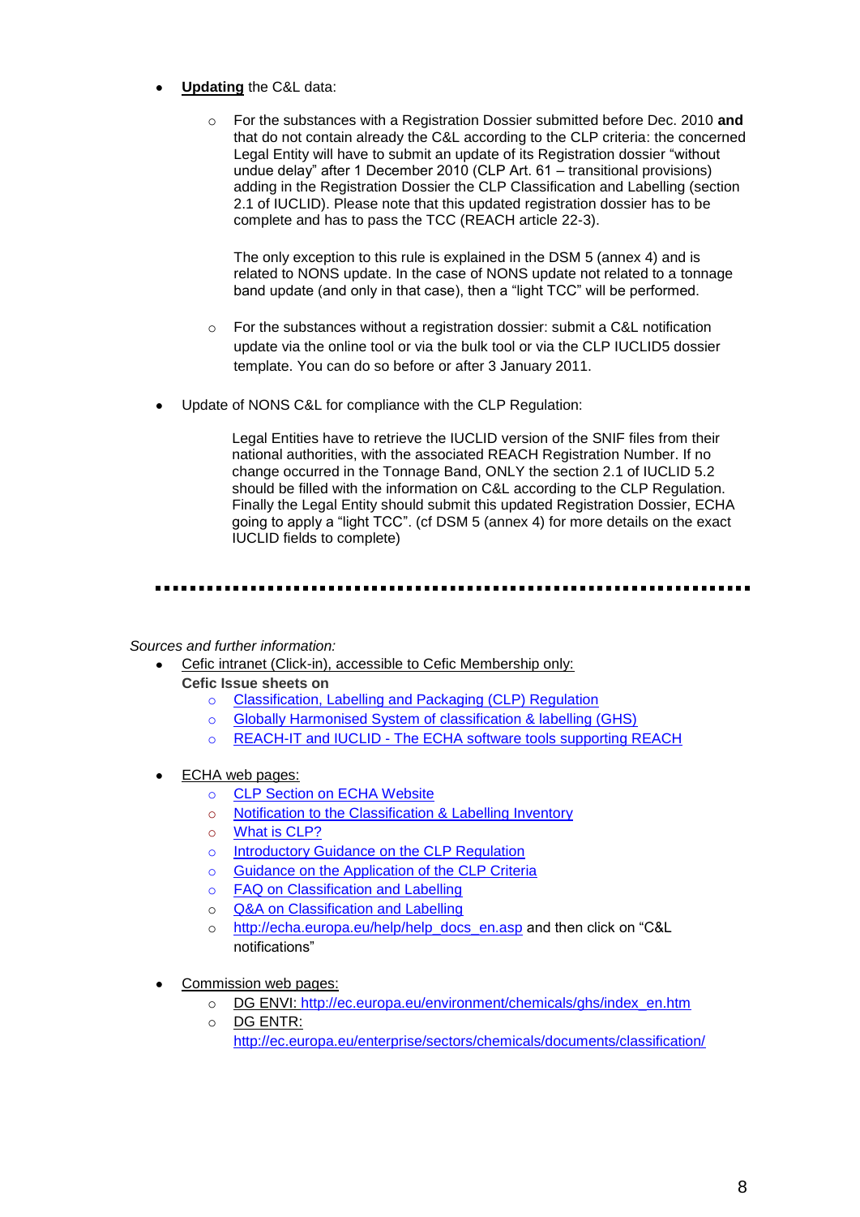- **Updating** the C&L data:

  - For the substances with a Registration Dossier submitted before Dec. 2010 **and** that do not contain already the C&L according to the CLP criteria: the concerned Legal Entity will have to submit an update of its Registration dossier "without undue delay" after 1 December 2010 (CLP Art. 61 – transitional provisions) adding in the Registration Dossier the CLP Classification and Labelling (section 2.1 of IUCLID). Please note that this updated registration dossier has to be complete and has to pass the TCC (REACH article 22-3).

    The only exception to this rule is explained in the DSM 5 (annex 4) and is related to NONS update. In the case of NONS update not related to a tonnage band update (and only in that case), then a "light TCC" will be performed.

  - For the substances without a registration dossier: submit a C&L notification update via the online tool or via the bulk tool or via the CLP IUCLID5 dossier template. You can do so before or after 3 January 2011.

- Update of NONS C&L for compliance with the CLP Regulation:

  Legal Entities have to retrieve the IUCLID version of the SNIF files from their national authorities, with the associated REACH Registration Number. If no change occurred in the Tonnage Band, ONLY the section 2.1 of IUCLID 5.2 should be filled with the information on C&L according to the CLP Regulation. Finally the Legal Entity should submit this updated Registration Dossier, ECHA going to apply a "light TCC". (cf DSM 5 (annex 4) for more details on the exact IUCLID fields to complete)

---

*Sources and further information:*

- Cefic intranet (Click-in), accessible to Cefic Membership only:
  **Cefic Issue sheets on**
  - Classification, Labelling and Packaging (CLP) Regulation
  - Globally Harmonised System of classification & labelling (GHS)
  - REACH-IT and IUCLID - The ECHA software tools supporting REACH

- ECHA web pages:
  - CLP Section on ECHA Website
  - Notification to the Classification & Labelling Inventory
  - What is CLP?
  - Introductory Guidance on the CLP Regulation
  - Guidance on the Application of the CLP Criteria
  - FAQ on Classification and Labelling
  - Q&A on Classification and Labelling
  - http://echa.europa.eu/help/help_docs_en.asp and then click on "C&L notifications"

- Commission web pages:
  - DG ENVI: http://ec.europa.eu/environment/chemicals/ghs/index_en.htm
  - DG ENTR: http://ec.europa.eu/enterprise/sectors/chemicals/documents/classification/